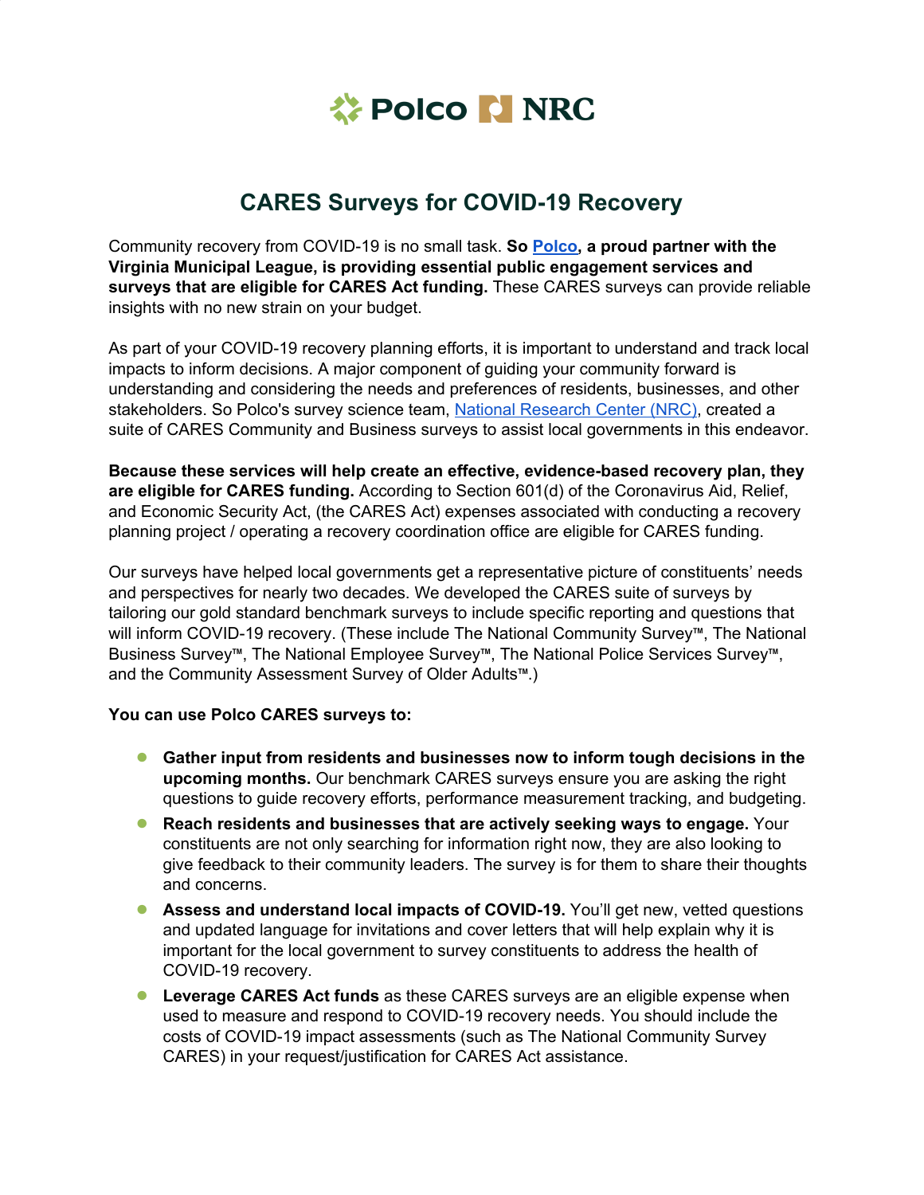Polco | NRC

# CARES Surveys for COVID-19 Recovery

Community recovery from COVID-19 is no small task. **So Polco, a proud partner with the Virginia Municipal League, is providing essential public engagement services and surveys that are eligible for CARES Act funding.** These CARES surveys can provide reliable insights with no new strain on your budget.

As part of your COVID-19 recovery planning efforts, it is important to understand and track local impacts to inform decisions. A major component of guiding your community forward is understanding and considering the needs and preferences of residents, businesses, and other stakeholders. So Polco's survey science team, National Research Center (NRC), created a suite of CARES Community and Business surveys to assist local governments in this endeavor.

**Because these services will help create an effective, evidence-based recovery plan, they are eligible for CARES funding.** According to Section 601(d) of the Coronavirus Aid, Relief, and Economic Security Act, (the CARES Act) expenses associated with conducting a recovery planning project / operating a recovery coordination office are eligible for CARES funding.

Our surveys have helped local governments get a representative picture of constituents' needs and perspectives for nearly two decades. We developed the CARES suite of surveys by tailoring our gold standard benchmark surveys to include specific reporting and questions that will inform COVID-19 recovery. (These include The National Community Survey™, The National Business Survey™, The National Employee Survey™, The National Police Services Survey™, and the Community Assessment Survey of Older Adults™.)

**You can use Polco CARES surveys to:**

- **Gather input from residents and businesses now to inform tough decisions in the upcoming months.** Our benchmark CARES surveys ensure you are asking the right questions to guide recovery efforts, performance measurement tracking, and budgeting.
- **Reach residents and businesses that are actively seeking ways to engage.** Your constituents are not only searching for information right now, they are also looking to give feedback to their community leaders. The survey is for them to share their thoughts and concerns.
- **Assess and understand local impacts of COVID-19.** You'll get new, vetted questions and updated language for invitations and cover letters that will help explain why it is important for the local government to survey constituents to address the health of COVID-19 recovery.
- **Leverage CARES Act funds** as these CARES surveys are an eligible expense when used to measure and respond to COVID-19 recovery needs. You should include the costs of COVID-19 impact assessments (such as The National Community Survey CARES) in your request/justification for CARES Act assistance.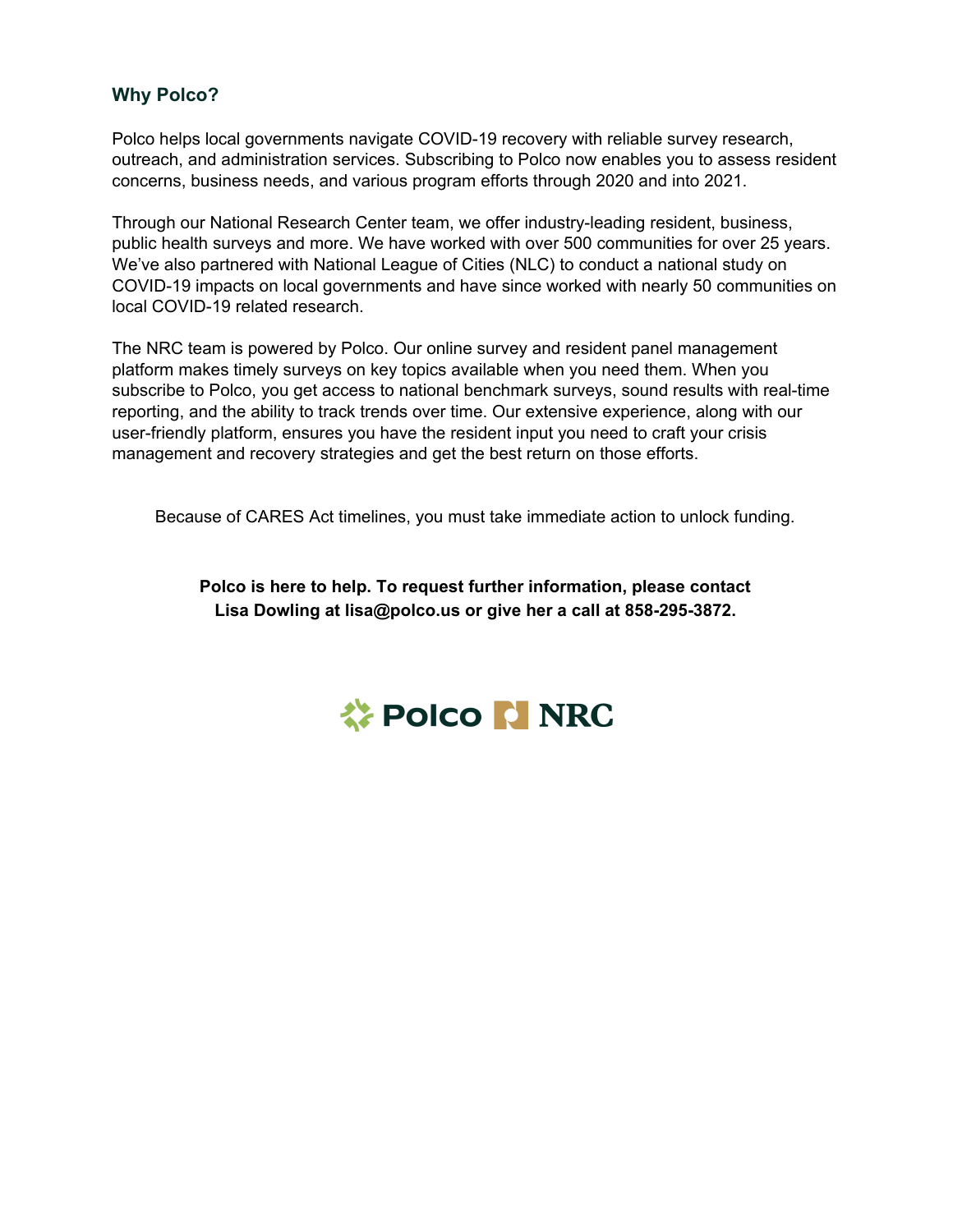## Why Polco?

Polco helps local governments navigate COVID-19 recovery with reliable survey research, outreach, and administration services. Subscribing to Polco now enables you to assess resident concerns, business needs, and various program efforts through 2020 and into 2021.

Through our National Research Center team, we offer industry-leading resident, business, public health surveys and more. We have worked with over 500 communities for over 25 years. We've also partnered with National League of Cities (NLC) to conduct a national study on COVID-19 impacts on local governments and have since worked with nearly 50 communities on local COVID-19 related research.

The NRC team is powered by Polco. Our online survey and resident panel management platform makes timely surveys on key topics available when you need them. When you subscribe to Polco, you get access to national benchmark surveys, sound results with real-time reporting, and the ability to track trends over time. Our extensive experience, along with our user-friendly platform, ensures you have the resident input you need to craft your crisis management and recovery strategies and get the best return on those efforts.

Because of CARES Act timelines, you must take immediate action to unlock funding.

**Polco is here to help. To request further information, please contact Lisa Dowling at lisa@polco.us or give her a call at 858-295-3872.**

Polco NRC